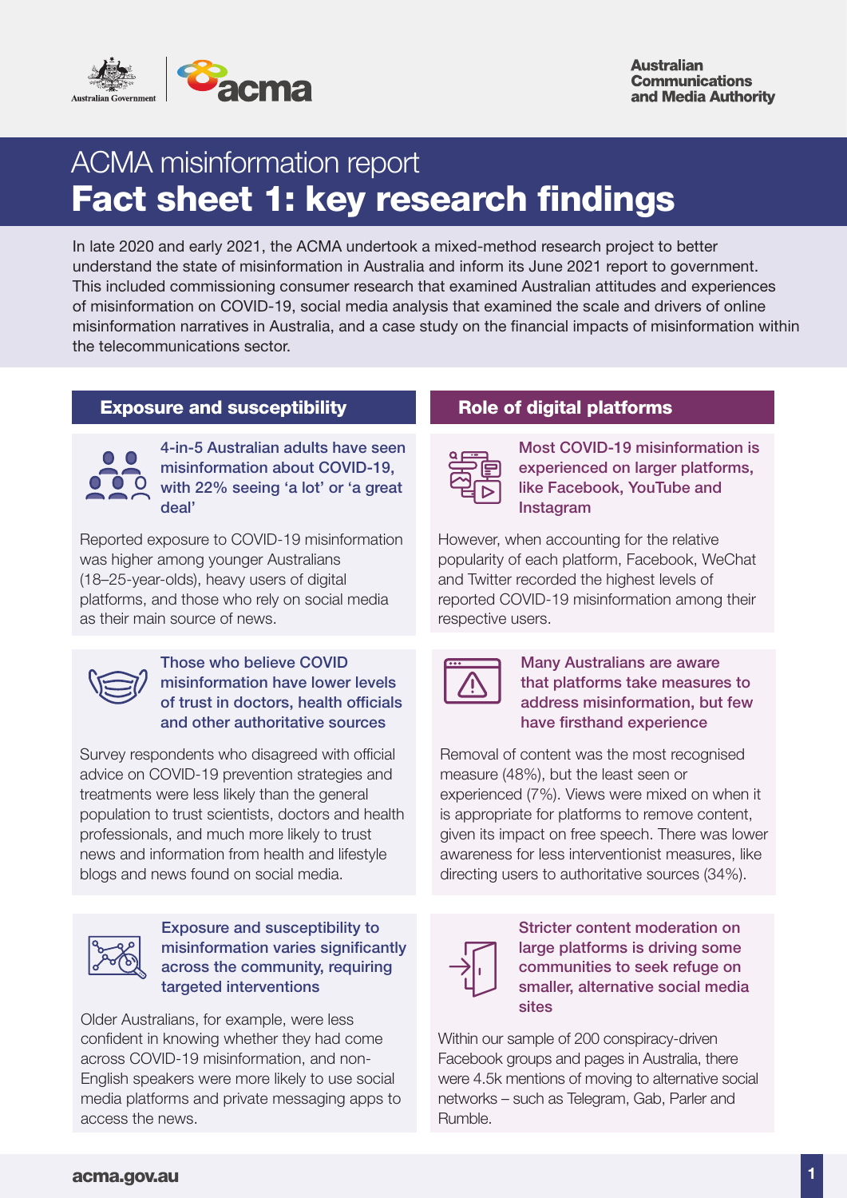Australian Communications and Media Authority

# ACMA misinformation report

# Fact sheet 1: key research findings

In late 2020 and early 2021, the ACMA undertook a mixed-method research project to better understand the state of misinformation in Australia and inform its June 2021 report to government. This included commissioning consumer research that examined Australian attitudes and experiences of misinformation on COVID-19, social media analysis that examined the scale and drivers of online misinformation narratives in Australia, and a case study on the financial impacts of misinformation within the telecommunications sector.

## Exposure and susceptibility

### 4-in-5 Australian adults have seen misinformation about COVID-19, with 22% seeing 'a lot' or 'a great deal'

Reported exposure to COVID-19 misinformation was higher among younger Australians (18–25-year-olds), heavy users of digital platforms, and those who rely on social media as their main source of news.

### Those who believe COVID misinformation have lower levels of trust in doctors, health officials and other authoritative sources

Survey respondents who disagreed with official advice on COVID-19 prevention strategies and treatments were less likely than the general population to trust scientists, doctors and health professionals, and much more likely to trust news and information from health and lifestyle blogs and news found on social media.

### Exposure and susceptibility to misinformation varies significantly across the community, requiring targeted interventions

Older Australians, for example, were less confident in knowing whether they had come across COVID-19 misinformation, and non-English speakers were more likely to use social media platforms and private messaging apps to access the news.

## Role of digital platforms

### Most COVID-19 misinformation is experienced on larger platforms, like Facebook, YouTube and Instagram

However, when accounting for the relative popularity of each platform, Facebook, WeChat and Twitter recorded the highest levels of reported COVID-19 misinformation among their respective users.

### Many Australians are aware that platforms take measures to address misinformation, but few have firsthand experience

Removal of content was the most recognised measure (48%), but the least seen or experienced (7%). Views were mixed on when it is appropriate for platforms to remove content, given its impact on free speech. There was lower awareness for less interventionist measures, like directing users to authoritative sources (34%).

### Stricter content moderation on large platforms is driving some communities to seek refuge on smaller, alternative social media sites

Within our sample of 200 conspiracy-driven Facebook groups and pages in Australia, there were 4.5k mentions of moving to alternative social networks – such as Telegram, Gab, Parler and Rumble.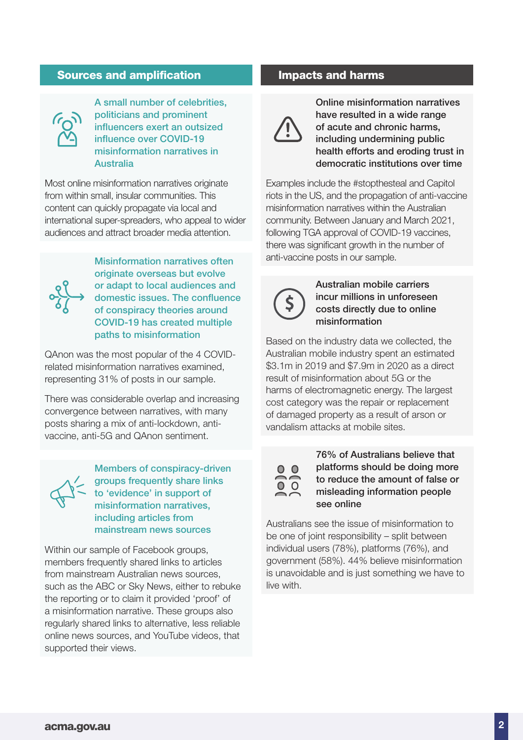## Sources and amplification

**A small number of celebrities, politicians and prominent influencers exert an outsized influence over COVID-19 misinformation narratives in Australia**

Most online misinformation narratives originate from within small, insular communities. This content can quickly propagate via local and international super-spreaders, who appeal to wider audiences and attract broader media attention.

**Misinformation narratives often originate overseas but evolve or adapt to local audiences and domestic issues. The confluence of conspiracy theories around COVID-19 has created multiple paths to misinformation**

QAnon was the most popular of the 4 COVID-related misinformation narratives examined, representing 31% of posts in our sample.

There was considerable overlap and increasing convergence between narratives, with many posts sharing a mix of anti-lockdown, anti-vaccine, anti-5G and QAnon sentiment.

**Members of conspiracy-driven groups frequently share links to 'evidence' in support of misinformation narratives, including articles from mainstream news sources**

Within our sample of Facebook groups, members frequently shared links to articles from mainstream Australian news sources, such as the ABC or Sky News, either to rebuke the reporting or to claim it provided 'proof' of a misinformation narrative. These groups also regularly shared links to alternative, less reliable online news sources, and YouTube videos, that supported their views.

## Impacts and harms

**Online misinformation narratives have resulted in a wide range of acute and chronic harms, including undermining public health efforts and eroding trust in democratic institutions over time**

Examples include the #stopthesteal and Capitol riots in the US, and the propagation of anti-vaccine misinformation narratives within the Australian community. Between January and March 2021, following TGA approval of COVID-19 vaccines, there was significant growth in the number of anti-vaccine posts in our sample.

**Australian mobile carriers incur millions in unforeseen costs directly due to online misinformation**

Based on the industry data we collected, the Australian mobile industry spent an estimated $3.1m in 2019 and $7.9m in 2020 as a direct result of misinformation about 5G or the harms of electromagnetic energy. The largest cost category was the repair or replacement of damaged property as a result of arson or vandalism attacks at mobile sites.

**76% of Australians believe that platforms should be doing more to reduce the amount of false or misleading information people see online**

Australians see the issue of misinformation to be one of joint responsibility – split between individual users (78%), platforms (76%), and government (58%). 44% believe misinformation is unavoidable and is just something we have to live with.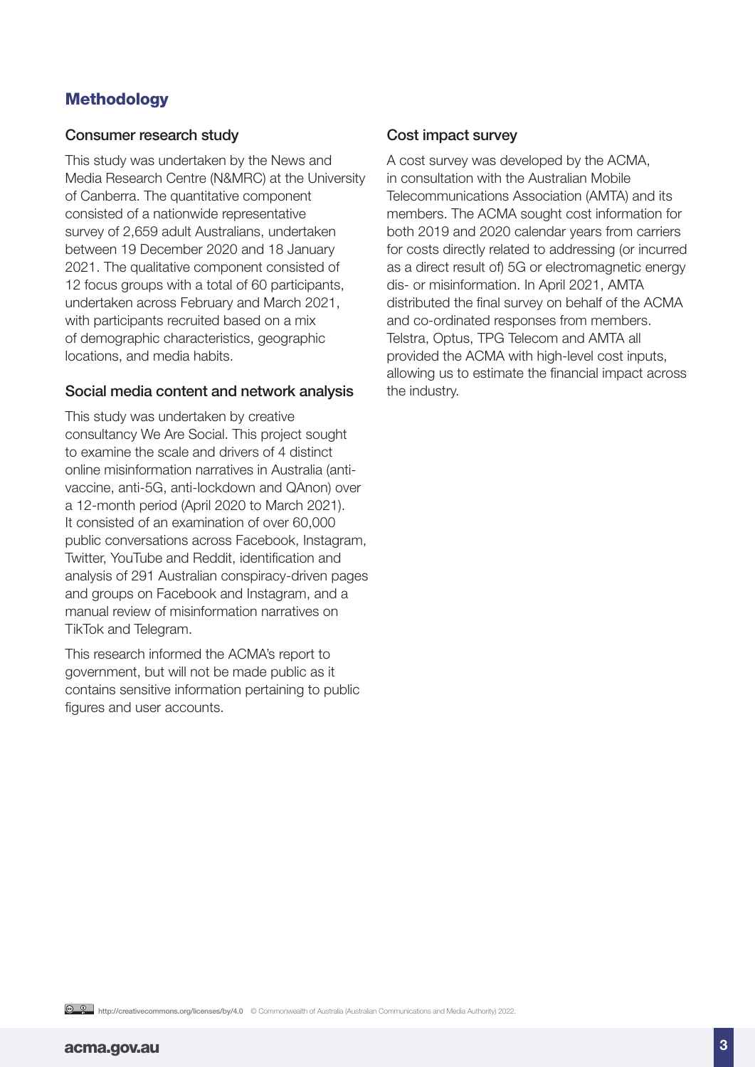## Methodology

### Consumer research study

This study was undertaken by the News and Media Research Centre (N&MRC) at the University of Canberra. The quantitative component consisted of a nationwide representative survey of 2,659 adult Australians, undertaken between 19 December 2020 and 18 January 2021. The qualitative component consisted of 12 focus groups with a total of 60 participants, undertaken across February and March 2021, with participants recruited based on a mix of demographic characteristics, geographic locations, and media habits.

### Social media content and network analysis

This study was undertaken by creative consultancy We Are Social. This project sought to examine the scale and drivers of 4 distinct online misinformation narratives in Australia (anti-vaccine, anti-5G, anti-lockdown and QAnon) over a 12-month period (April 2020 to March 2021). It consisted of an examination of over 60,000 public conversations across Facebook, Instagram, Twitter, YouTube and Reddit, identification and analysis of 291 Australian conspiracy-driven pages and groups on Facebook and Instagram, and a manual review of misinformation narratives on TikTok and Telegram.

This research informed the ACMA's report to government, but will not be made public as it contains sensitive information pertaining to public figures and user accounts.

### Cost impact survey

A cost survey was developed by the ACMA, in consultation with the Australian Mobile Telecommunications Association (AMTA) and its members. The ACMA sought cost information for both 2019 and 2020 calendar years from carriers for costs directly related to addressing (or incurred as a direct result of) 5G or electromagnetic energy dis- or misinformation. In April 2021, AMTA distributed the final survey on behalf of the ACMA and co-ordinated responses from members. Telstra, Optus, TPG Telecom and AMTA all provided the ACMA with high-level cost inputs, allowing us to estimate the financial impact across the industry.

http://creativecommons.org/licenses/by/4.0 © Commonwealth of Australia (Australian Communications and Media Authority) 2022.